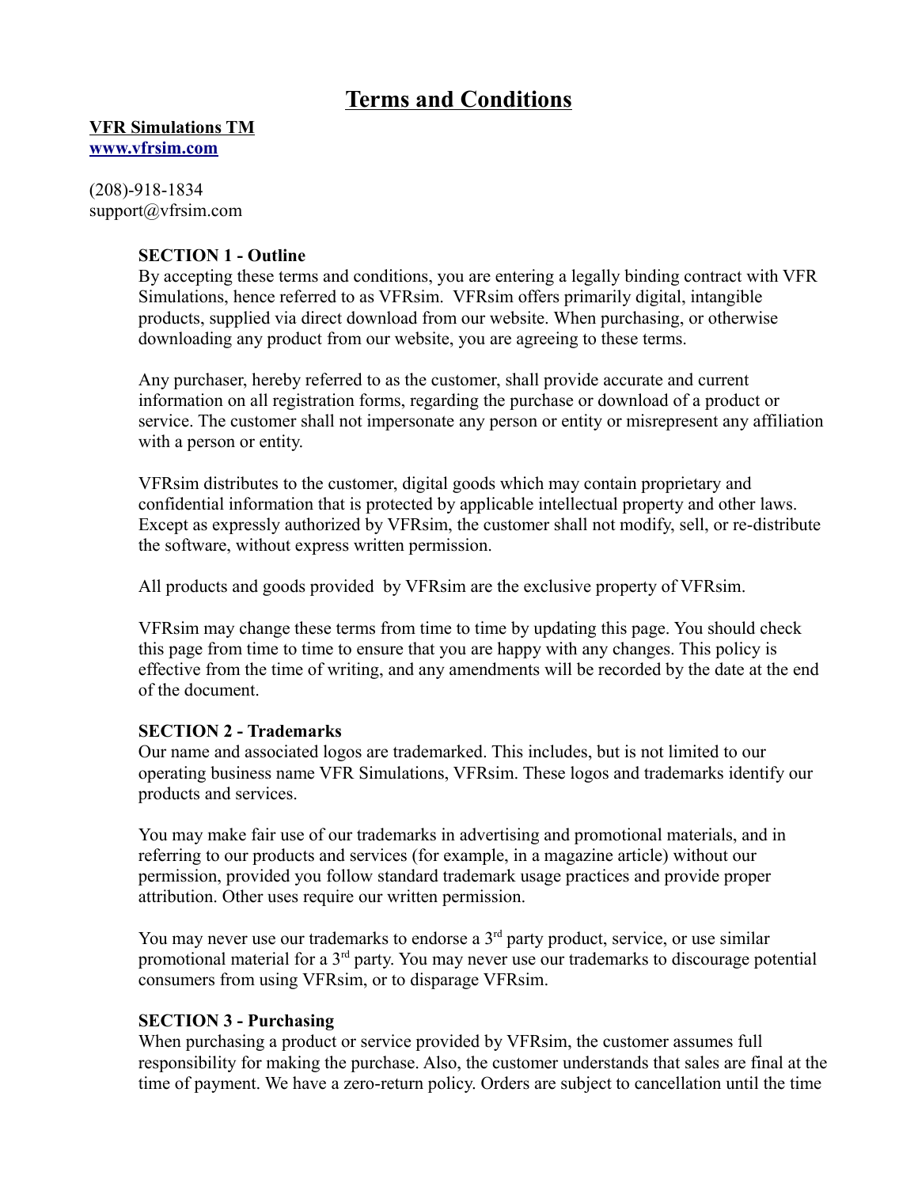# Terms and Conditions

**VFR Simulations TM**
**www.vfrsim.com**

(208)-918-1834
support@vfrsim.com

**SECTION 1 - Outline**

By accepting these terms and conditions, you are entering a legally binding contract with VFR Simulations, hence referred to as VFRsim. VFRsim offers primarily digital, intangible products, supplied via direct download from our website. When purchasing, or otherwise downloading any product from our website, you are agreeing to these terms.

Any purchaser, hereby referred to as the customer, shall provide accurate and current information on all registration forms, regarding the purchase or download of a product or service. The customer shall not impersonate any person or entity or misrepresent any affiliation with a person or entity.

VFRsim distributes to the customer, digital goods which may contain proprietary and confidential information that is protected by applicable intellectual property and other laws. Except as expressly authorized by VFRsim, the customer shall not modify, sell, or re-distribute the software, without express written permission.

All products and goods provided by VFRsim are the exclusive property of VFRsim.

VFRsim may change these terms from time to time by updating this page. You should check this page from time to time to ensure that you are happy with any changes. This policy is effective from the time of writing, and any amendments will be recorded by the date at the end of the document.

**SECTION 2 - Trademarks**

Our name and associated logos are trademarked. This includes, but is not limited to our operating business name VFR Simulations, VFRsim. These logos and trademarks identify our products and services.

You may make fair use of our trademarks in advertising and promotional materials, and in referring to our products and services (for example, in a magazine article) without our permission, provided you follow standard trademark usage practices and provide proper attribution. Other uses require our written permission.

You may never use our trademarks to endorse a 3rd party product, service, or use similar promotional material for a 3rd party. You may never use our trademarks to discourage potential consumers from using VFRsim, or to disparage VFRsim.

**SECTION 3 - Purchasing**

When purchasing a product or service provided by VFRsim, the customer assumes full responsibility for making the purchase. Also, the customer understands that sales are final at the time of payment. We have a zero-return policy. Orders are subject to cancellation until the time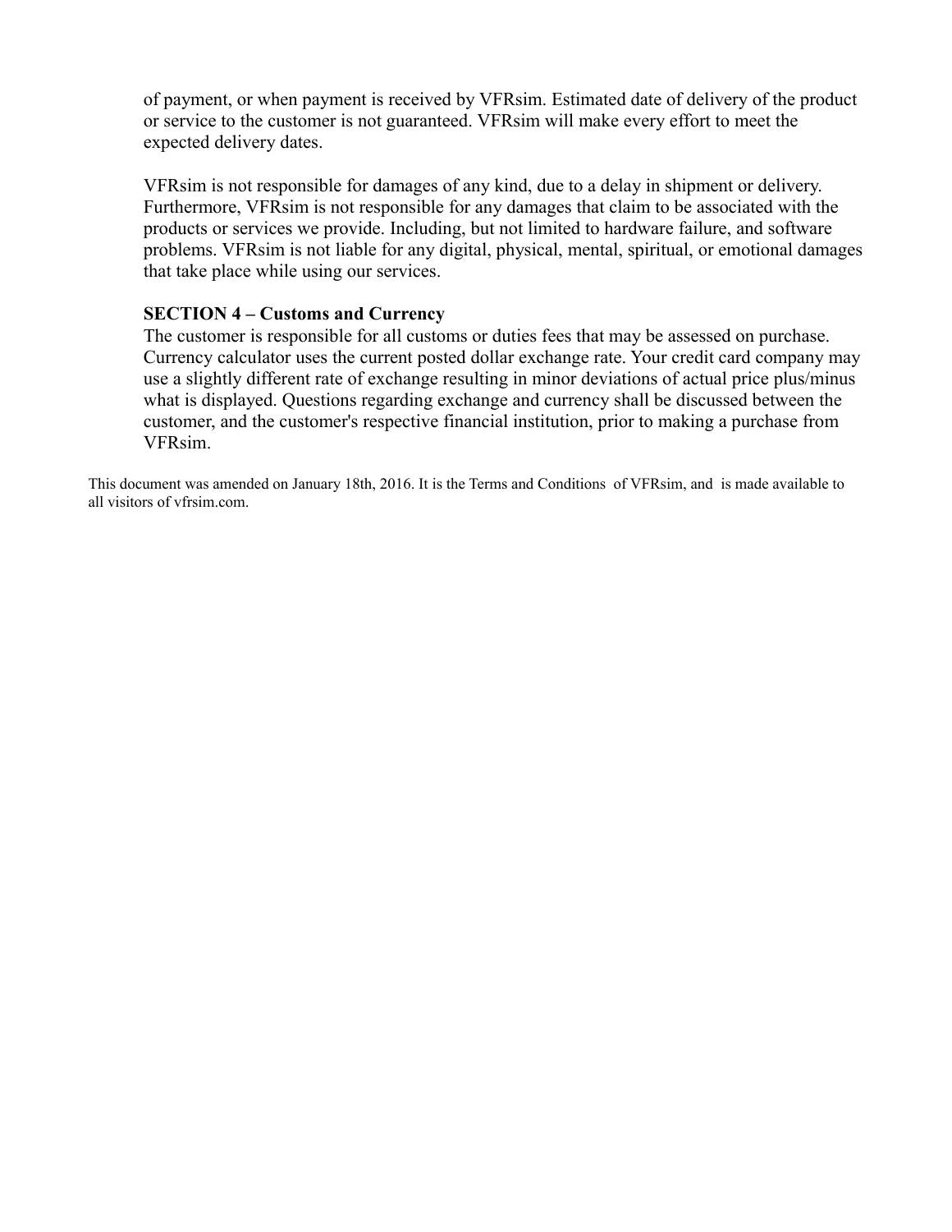of payment, or when payment is received by VFRsim. Estimated date of delivery of the product or service to the customer is not guaranteed. VFRsim will make every effort to meet the expected delivery dates.

VFRsim is not responsible for damages of any kind, due to a delay in shipment or delivery. Furthermore, VFRsim is not responsible for any damages that claim to be associated with the products or services we provide. Including, but not limited to hardware failure, and software problems. VFRsim is not liable for any digital, physical, mental, spiritual, or emotional damages that take place while using our services.

**SECTION 4 – Customs and Currency**

The customer is responsible for all customs or duties fees that may be assessed on purchase. Currency calculator uses the current posted dollar exchange rate. Your credit card company may use a slightly different rate of exchange resulting in minor deviations of actual price plus/minus what is displayed. Questions regarding exchange and currency shall be discussed between the customer, and the customer's respective financial institution, prior to making a purchase from VFRsim.

This document was amended on January 18th, 2016. It is the Terms and Conditions of VFRsim, and is made available to all visitors of vfrsim.com.